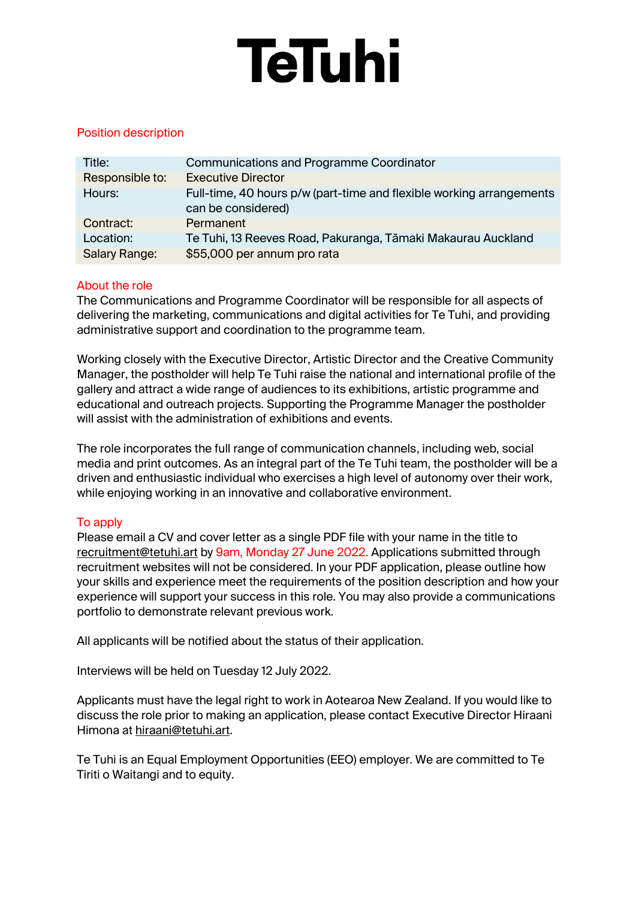# TeTuhi

## Position description

| | |
|---|---|
| Title: | Communications and Programme Coordinator |
| Responsible to: | Executive Director |
| Hours: | Full-time, 40 hours p/w (part-time and flexible working arrangements can be considered) |
| Contract: | Permanent |
| Location: | Te Tuhi, 13 Reeves Road, Pakuranga, Tāmaki Makaurau Auckland |
| Salary Range: | $55,000 per annum pro rata |

## About the role

The Communications and Programme Coordinator will be responsible for all aspects of delivering the marketing, communications and digital activities for Te Tuhi, and providing administrative support and coordination to the programme team.

Working closely with the Executive Director, Artistic Director and the Creative Community Manager, the postholder will help Te Tuhi raise the national and international profile of the gallery and attract a wide range of audiences to its exhibitions, artistic programme and educational and outreach projects. Supporting the Programme Manager the postholder will assist with the administration of exhibitions and events.

The role incorporates the full range of communication channels, including web, social media and print outcomes. As an integral part of the Te Tuhi team, the postholder will be a driven and enthusiastic individual who exercises a high level of autonomy over their work, while enjoying working in an innovative and collaborative environment.

## To apply

Please email a CV and cover letter as a single PDF file with your name in the title to recruitment@tetuhi.art by 9am, Monday 27 June 2022. Applications submitted through recruitment websites will not be considered. In your PDF application, please outline how your skills and experience meet the requirements of the position description and how your experience will support your success in this role. You may also provide a communications portfolio to demonstrate relevant previous work.

All applicants will be notified about the status of their application.

Interviews will be held on Tuesday 12 July 2022.

Applicants must have the legal right to work in Aotearoa New Zealand. If you would like to discuss the role prior to making an application, please contact Executive Director Hiraani Himona at hiraani@tetuhi.art.

Te Tuhi is an Equal Employment Opportunities (EEO) employer. We are committed to Te Tiriti o Waitangi and to equity.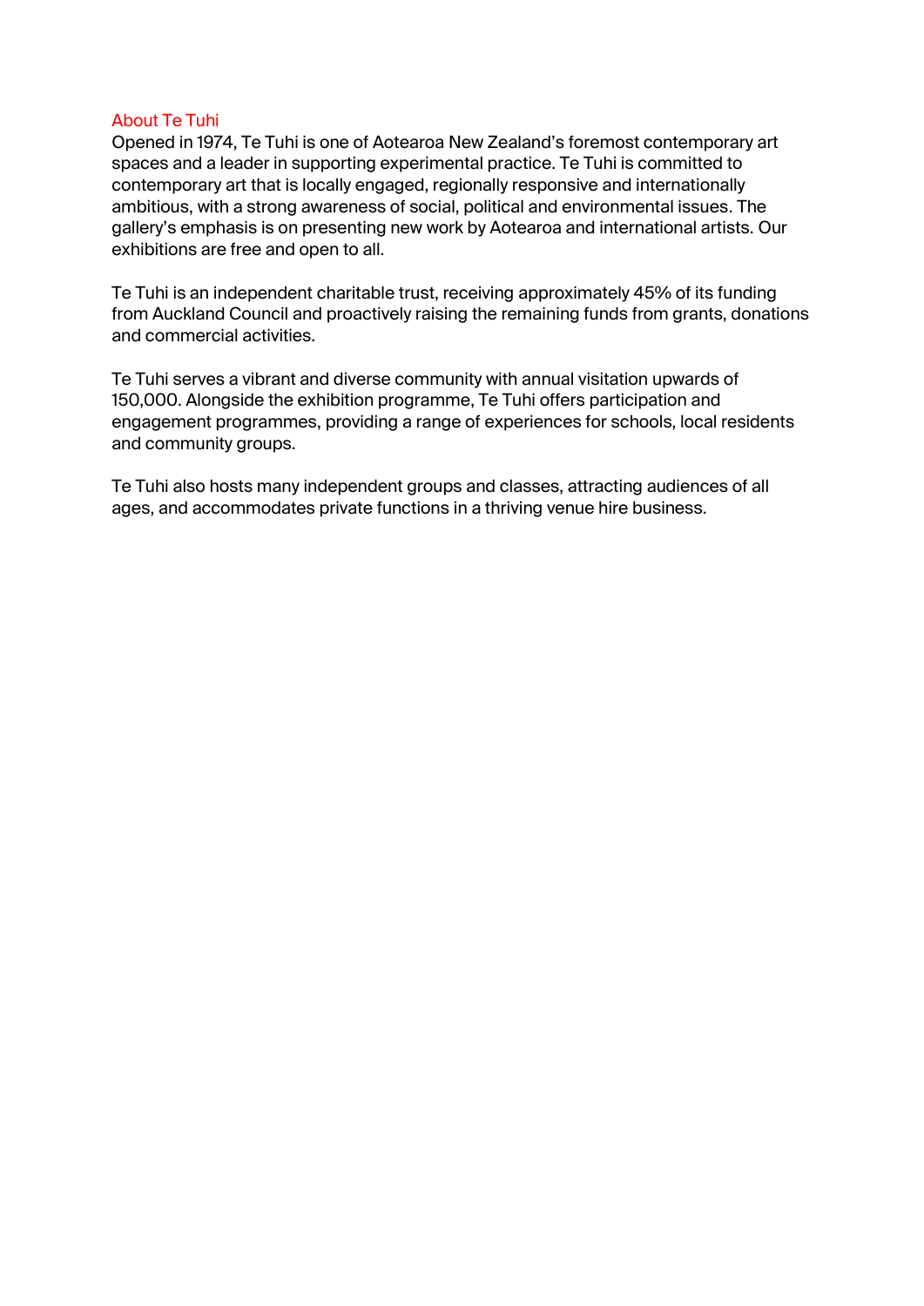## About Te Tuhi

Opened in 1974, Te Tuhi is one of Aotearoa New Zealand's foremost contemporary art spaces and a leader in supporting experimental practice. Te Tuhi is committed to contemporary art that is locally engaged, regionally responsive and internationally ambitious, with a strong awareness of social, political and environmental issues. The gallery's emphasis is on presenting new work by Aotearoa and international artists. Our exhibitions are free and open to all.

Te Tuhi is an independent charitable trust, receiving approximately 45% of its funding from Auckland Council and proactively raising the remaining funds from grants, donations and commercial activities.

Te Tuhi serves a vibrant and diverse community with annual visitation upwards of 150,000. Alongside the exhibition programme, Te Tuhi offers participation and engagement programmes, providing a range of experiences for schools, local residents and community groups.

Te Tuhi also hosts many independent groups and classes, attracting audiences of all ages, and accommodates private functions in a thriving venue hire business.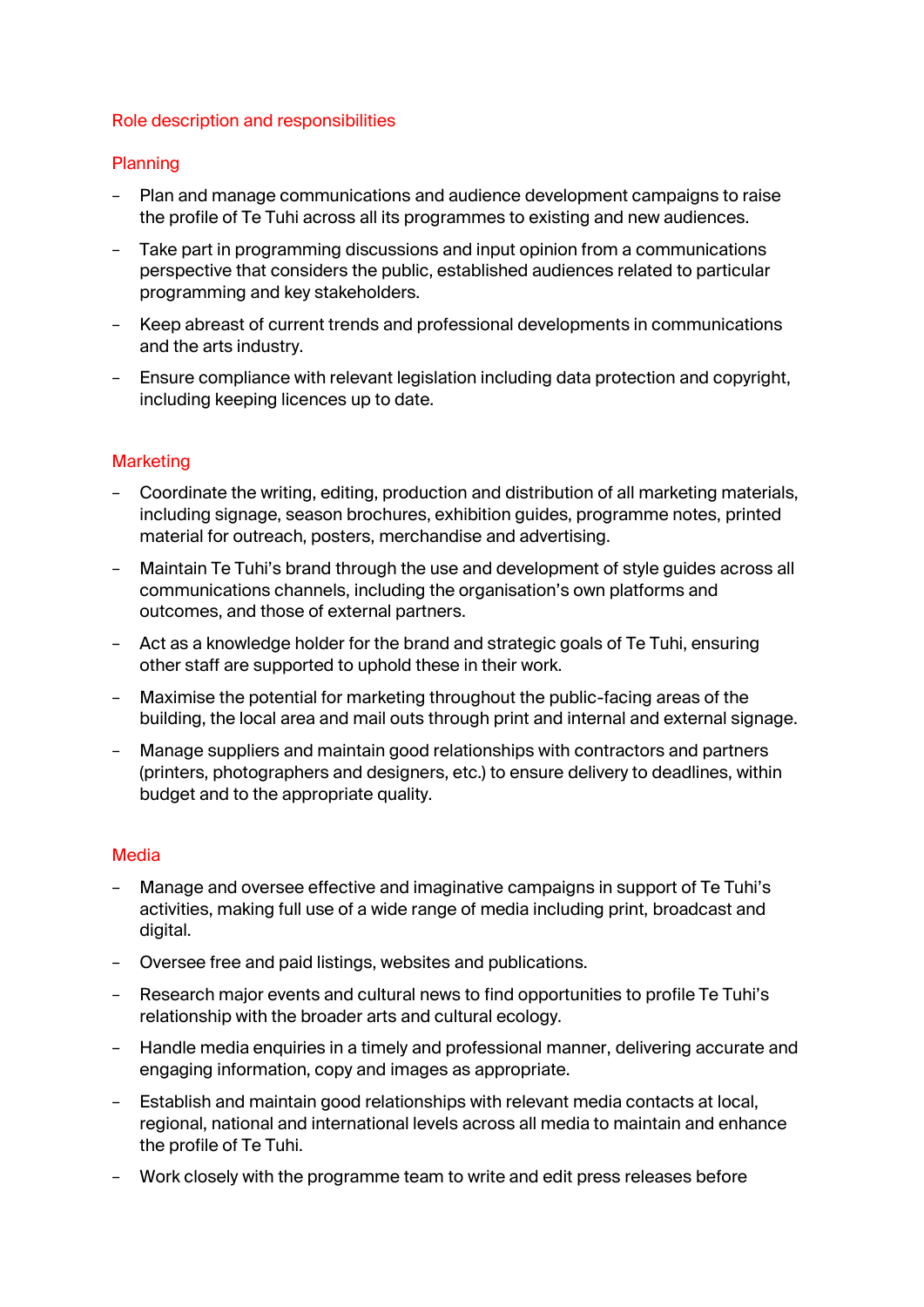## Role description and responsibilities

### Planning

- Plan and manage communications and audience development campaigns to raise the profile of Te Tuhi across all its programmes to existing and new audiences.
- Take part in programming discussions and input opinion from a communications perspective that considers the public, established audiences related to particular programming and key stakeholders.
- Keep abreast of current trends and professional developments in communications and the arts industry.
- Ensure compliance with relevant legislation including data protection and copyright, including keeping licences up to date.

### Marketing

- Coordinate the writing, editing, production and distribution of all marketing materials, including signage, season brochures, exhibition guides, programme notes, printed material for outreach, posters, merchandise and advertising.
- Maintain Te Tuhi's brand through the use and development of style guides across all communications channels, including the organisation's own platforms and outcomes, and those of external partners.
- Act as a knowledge holder for the brand and strategic goals of Te Tuhi, ensuring other staff are supported to uphold these in their work.
- Maximise the potential for marketing throughout the public-facing areas of the building, the local area and mail outs through print and internal and external signage.
- Manage suppliers and maintain good relationships with contractors and partners (printers, photographers and designers, etc.) to ensure delivery to deadlines, within budget and to the appropriate quality.

### Media

- Manage and oversee effective and imaginative campaigns in support of Te Tuhi's activities, making full use of a wide range of media including print, broadcast and digital.
- Oversee free and paid listings, websites and publications.
- Research major events and cultural news to find opportunities to profile Te Tuhi's relationship with the broader arts and cultural ecology.
- Handle media enquiries in a timely and professional manner, delivering accurate and engaging information, copy and images as appropriate.
- Establish and maintain good relationships with relevant media contacts at local, regional, national and international levels across all media to maintain and enhance the profile of Te Tuhi.
- Work closely with the programme team to write and edit press releases before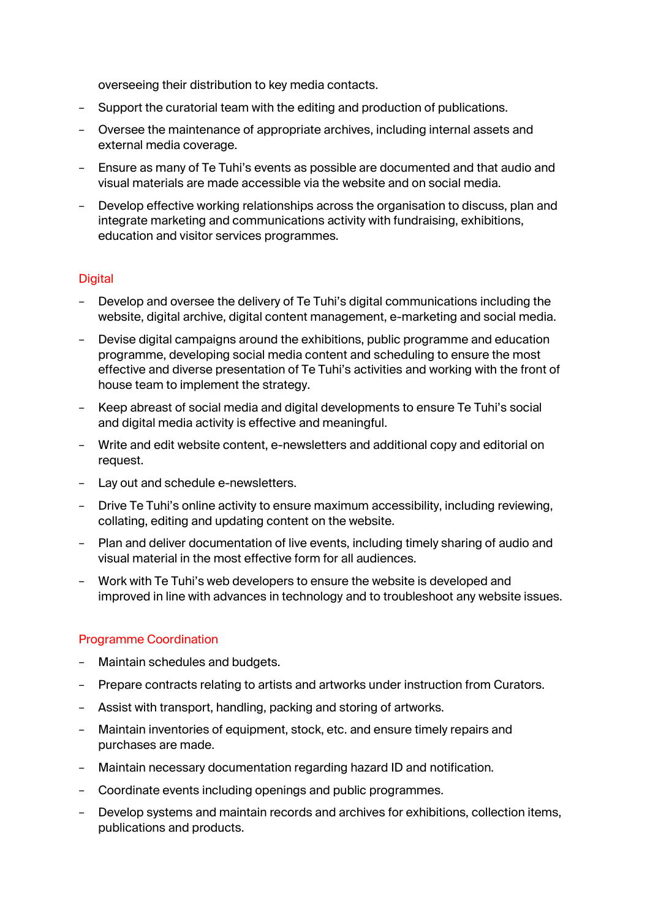overseeing their distribution to key media contacts.

- Support the curatorial team with the editing and production of publications.
- Oversee the maintenance of appropriate archives, including internal assets and external media coverage.
- Ensure as many of Te Tuhi's events as possible are documented and that audio and visual materials are made accessible via the website and on social media.
- Develop effective working relationships across the organisation to discuss, plan and integrate marketing and communications activity with fundraising, exhibitions, education and visitor services programmes.

### Digital

- Develop and oversee the delivery of Te Tuhi's digital communications including the website, digital archive, digital content management, e-marketing and social media.
- Devise digital campaigns around the exhibitions, public programme and education programme, developing social media content and scheduling to ensure the most effective and diverse presentation of Te Tuhi's activities and working with the front of house team to implement the strategy.
- Keep abreast of social media and digital developments to ensure Te Tuhi's social and digital media activity is effective and meaningful.
- Write and edit website content, e-newsletters and additional copy and editorial on request.
- Lay out and schedule e-newsletters.
- Drive Te Tuhi's online activity to ensure maximum accessibility, including reviewing, collating, editing and updating content on the website.
- Plan and deliver documentation of live events, including timely sharing of audio and visual material in the most effective form for all audiences.
- Work with Te Tuhi's web developers to ensure the website is developed and improved in line with advances in technology and to troubleshoot any website issues.

### Programme Coordination

- Maintain schedules and budgets.
- Prepare contracts relating to artists and artworks under instruction from Curators.
- Assist with transport, handling, packing and storing of artworks.
- Maintain inventories of equipment, stock, etc. and ensure timely repairs and purchases are made.
- Maintain necessary documentation regarding hazard ID and notification.
- Coordinate events including openings and public programmes.
- Develop systems and maintain records and archives for exhibitions, collection items, publications and products.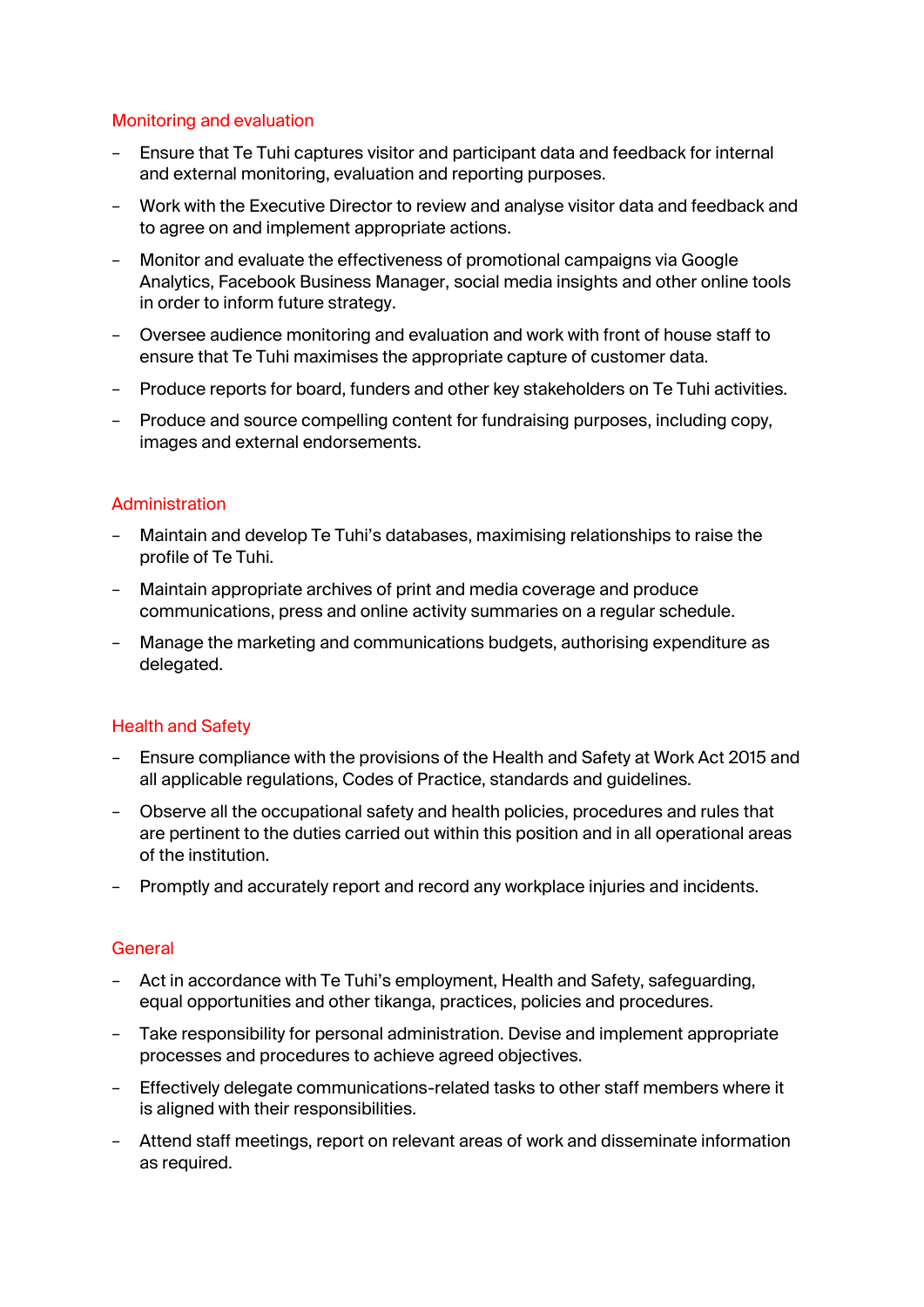## Monitoring and evaluation

- Ensure that Te Tuhi captures visitor and participant data and feedback for internal and external monitoring, evaluation and reporting purposes.
- Work with the Executive Director to review and analyse visitor data and feedback and to agree on and implement appropriate actions.
- Monitor and evaluate the effectiveness of promotional campaigns via Google Analytics, Facebook Business Manager, social media insights and other online tools in order to inform future strategy.
- Oversee audience monitoring and evaluation and work with front of house staff to ensure that Te Tuhi maximises the appropriate capture of customer data.
- Produce reports for board, funders and other key stakeholders on Te Tuhi activities.
- Produce and source compelling content for fundraising purposes, including copy, images and external endorsements.

## Administration

- Maintain and develop Te Tuhi's databases, maximising relationships to raise the profile of Te Tuhi.
- Maintain appropriate archives of print and media coverage and produce communications, press and online activity summaries on a regular schedule.
- Manage the marketing and communications budgets, authorising expenditure as delegated.

## Health and Safety

- Ensure compliance with the provisions of the Health and Safety at Work Act 2015 and all applicable regulations, Codes of Practice, standards and guidelines.
- Observe all the occupational safety and health policies, procedures and rules that are pertinent to the duties carried out within this position and in all operational areas of the institution.
- Promptly and accurately report and record any workplace injuries and incidents.

## General

- Act in accordance with Te Tuhi's employment, Health and Safety, safeguarding, equal opportunities and other tikanga, practices, policies and procedures.
- Take responsibility for personal administration. Devise and implement appropriate processes and procedures to achieve agreed objectives.
- Effectively delegate communications-related tasks to other staff members where it is aligned with their responsibilities.
- Attend staff meetings, report on relevant areas of work and disseminate information as required.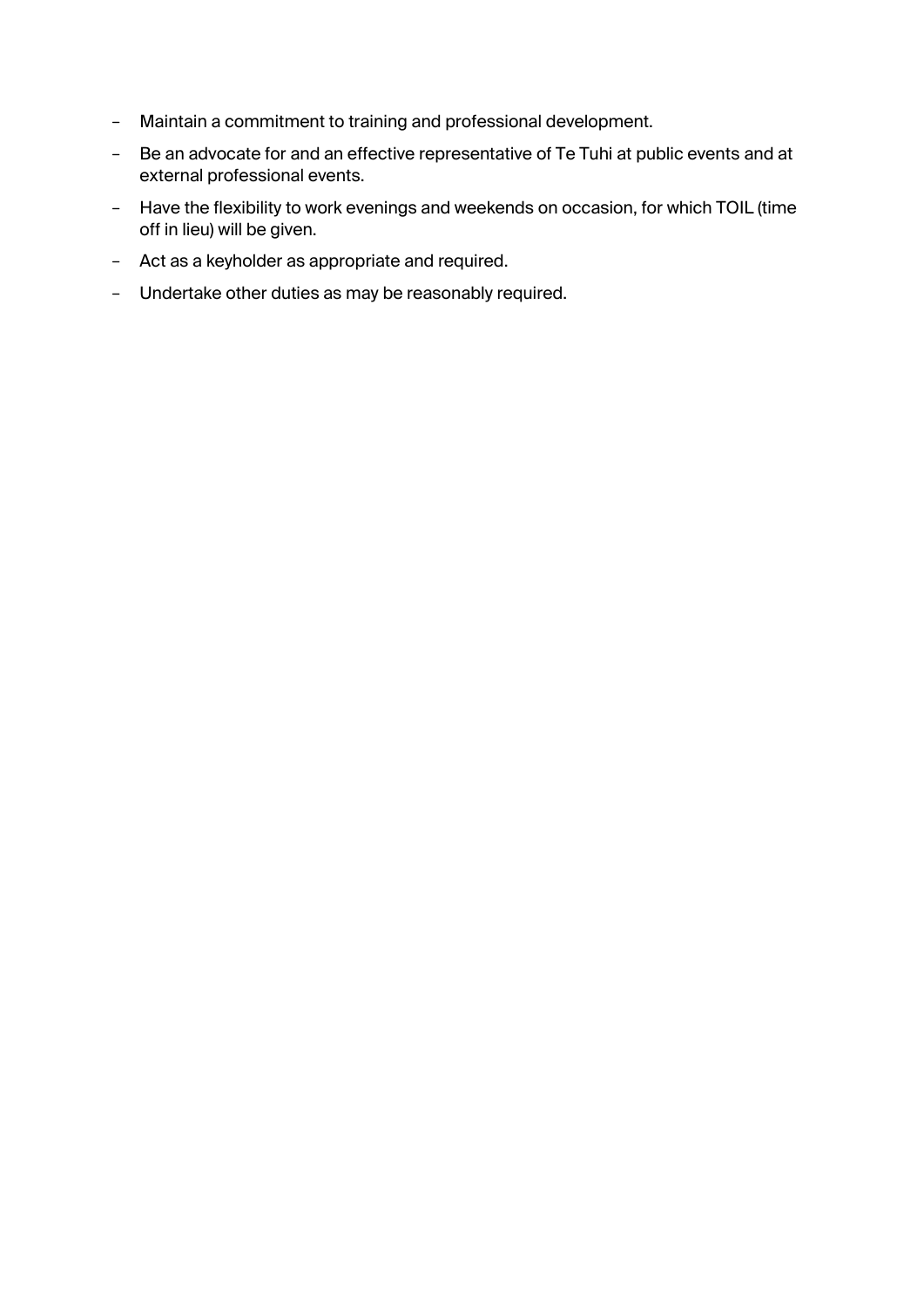- Maintain a commitment to training and professional development.
- Be an advocate for and an effective representative of Te Tuhi at public events and at external professional events.
- Have the flexibility to work evenings and weekends on occasion, for which TOIL (time off in lieu) will be given.
- Act as a keyholder as appropriate and required.
- Undertake other duties as may be reasonably required.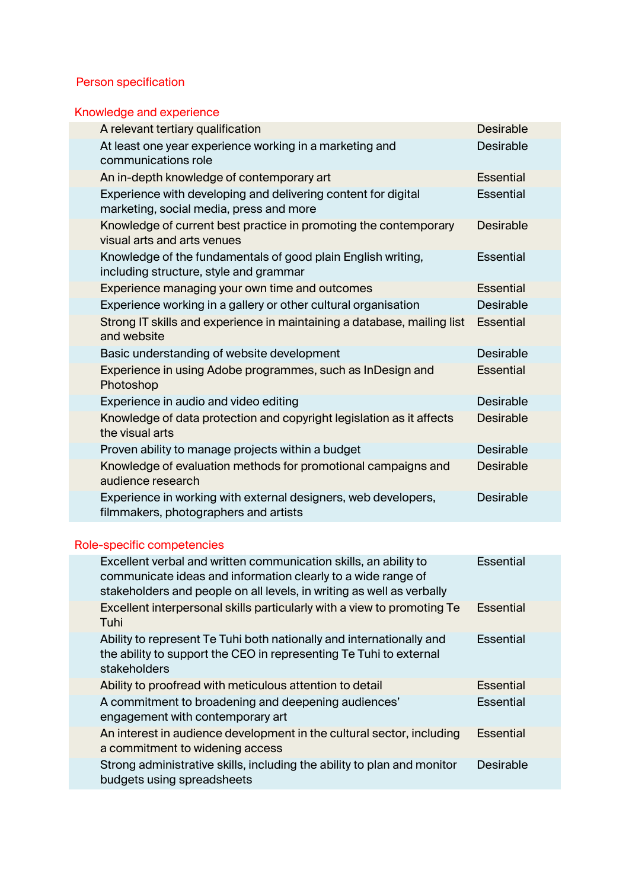## Person specification

### Knowledge and experience

| Criteria | Requirement |
|---|---|
| A relevant tertiary qualification | Desirable |
| At least one year experience working in a marketing and communications role | Desirable |
| An in-depth knowledge of contemporary art | Essential |
| Experience with developing and delivering content for digital marketing, social media, press and more | Essential |
| Knowledge of current best practice in promoting the contemporary visual arts and arts venues | Desirable |
| Knowledge of the fundamentals of good plain English writing, including structure, style and grammar | Essential |
| Experience managing your own time and outcomes | Essential |
| Experience working in a gallery or other cultural organisation | Desirable |
| Strong IT skills and experience in maintaining a database, mailing list and website | Essential |
| Basic understanding of website development | Desirable |
| Experience in using Adobe programmes, such as InDesign and Photoshop | Essential |
| Experience in audio and video editing | Desirable |
| Knowledge of data protection and copyright legislation as it affects the visual arts | Desirable |
| Proven ability to manage projects within a budget | Desirable |
| Knowledge of evaluation methods for promotional campaigns and audience research | Desirable |
| Experience in working with external designers, web developers, filmmakers, photographers and artists | Desirable |

### Role-specific competencies

| Criteria | Requirement |
|---|---|
| Excellent verbal and written communication skills, an ability to communicate ideas and information clearly to a wide range of stakeholders and people on all levels, in writing as well as verbally | Essential |
| Excellent interpersonal skills particularly with a view to promoting Te Tuhi | Essential |
| Ability to represent Te Tuhi both nationally and internationally and the ability to support the CEO in representing Te Tuhi to external stakeholders | Essential |
| Ability to proofread with meticulous attention to detail | Essential |
| A commitment to broadening and deepening audiences' engagement with contemporary art | Essential |
| An interest in audience development in the cultural sector, including a commitment to widening access | Essential |
| Strong administrative skills, including the ability to plan and monitor budgets using spreadsheets | Desirable |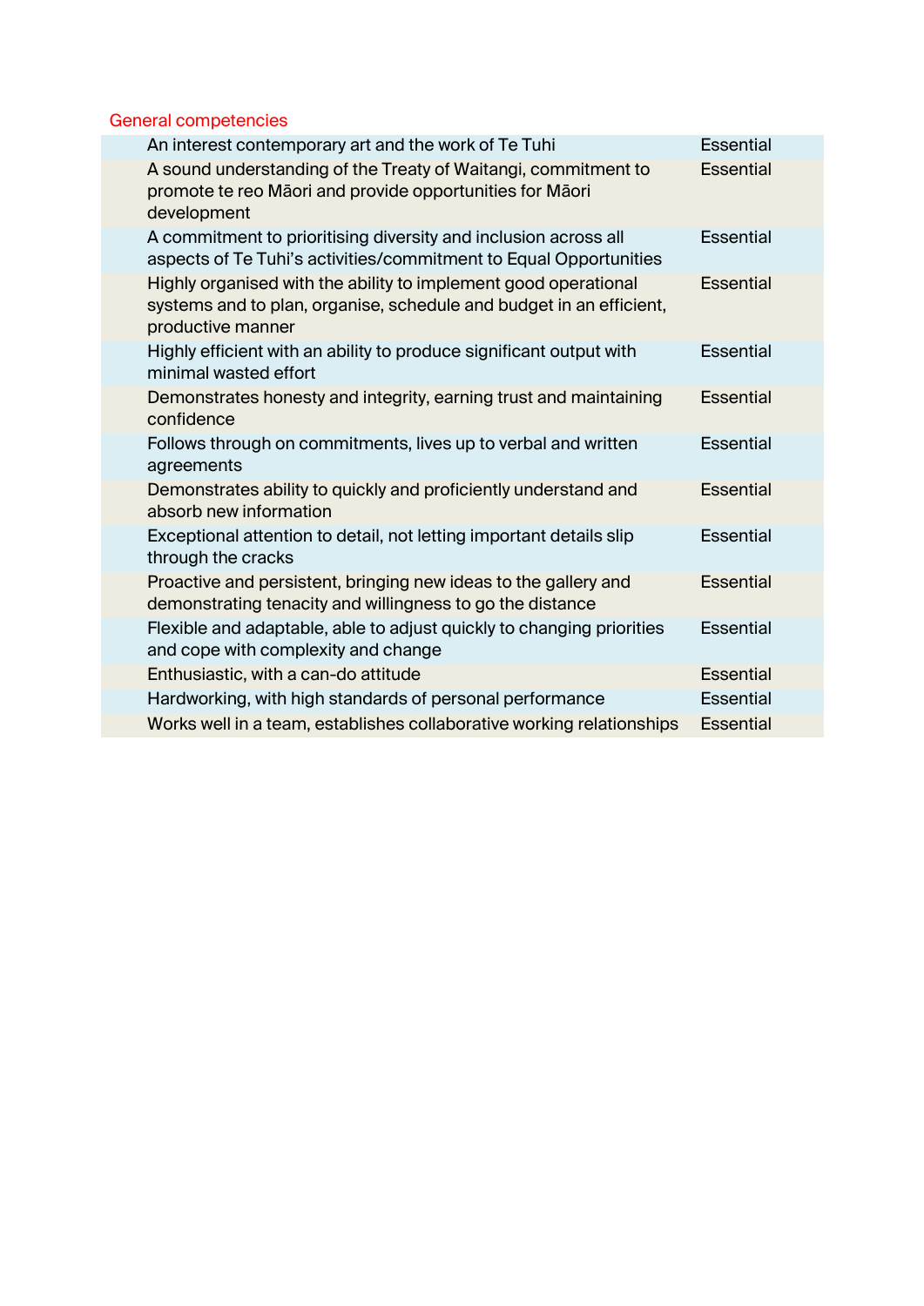## General competencies

| | |
|---|---|
| An interest contemporary art and the work of Te Tuhi | Essential |
| A sound understanding of the Treaty of Waitangi, commitment to promote te reo Māori and provide opportunities for Māori development | Essential |
| A commitment to prioritising diversity and inclusion across all aspects of Te Tuhi's activities/commitment to Equal Opportunities | Essential |
| Highly organised with the ability to implement good operational systems and to plan, organise, schedule and budget in an efficient, productive manner | Essential |
| Highly efficient with an ability to produce significant output with minimal wasted effort | Essential |
| Demonstrates honesty and integrity, earning trust and maintaining confidence | Essential |
| Follows through on commitments, lives up to verbal and written agreements | Essential |
| Demonstrates ability to quickly and proficiently understand and absorb new information | Essential |
| Exceptional attention to detail, not letting important details slip through the cracks | Essential |
| Proactive and persistent, bringing new ideas to the gallery and demonstrating tenacity and willingness to go the distance | Essential |
| Flexible and adaptable, able to adjust quickly to changing priorities and cope with complexity and change | Essential |
| Enthusiastic, with a can-do attitude | Essential |
| Hardworking, with high standards of personal performance | Essential |
| Works well in a team, establishes collaborative working relationships | Essential |